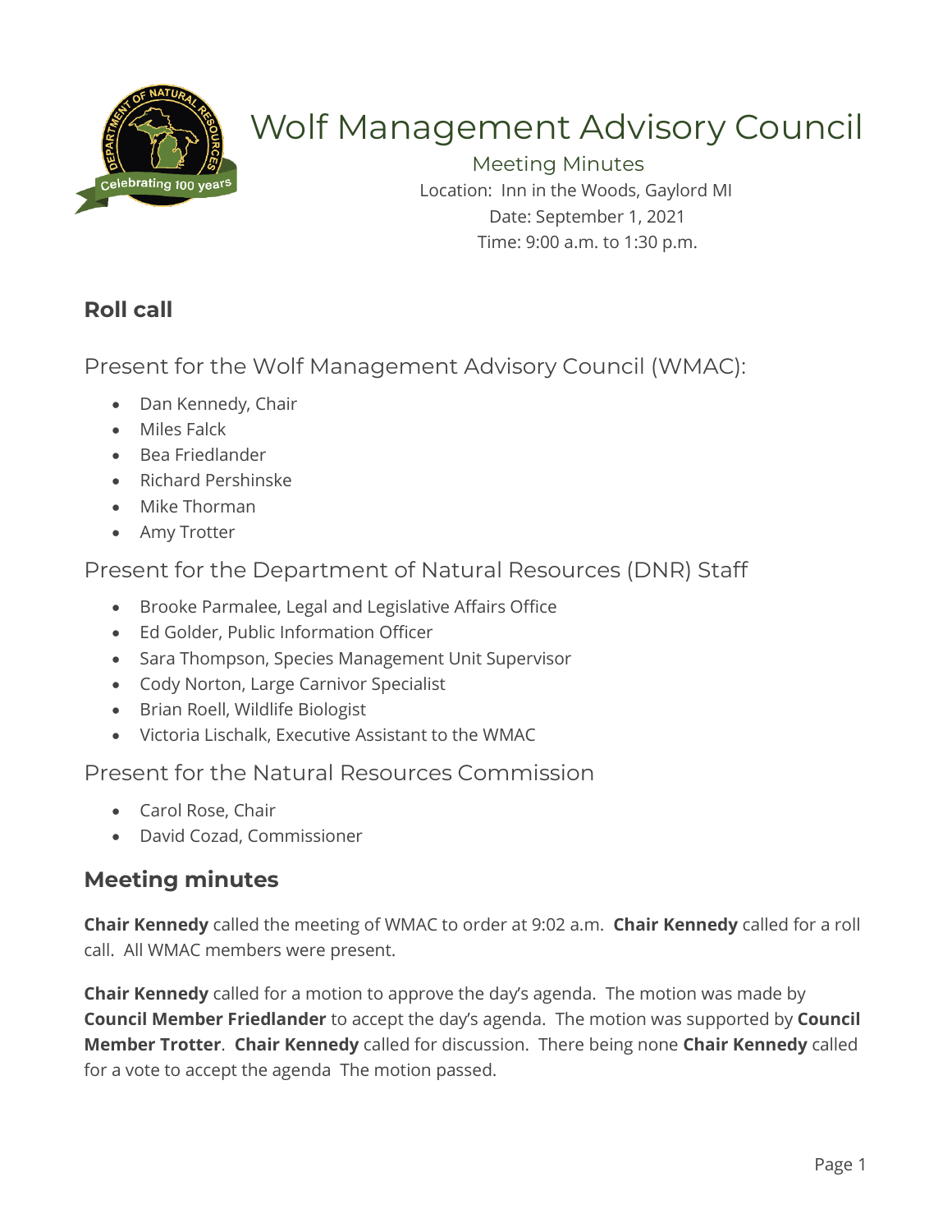# Wolf Management Advisory Council

Meeting Minutes

Location: Inn in the Woods, Gaylord MI

Date: September 1, 2021

Time: 9:00 a.m. to 1:30 p.m.

## Roll call

### Present for the Wolf Management Advisory Council (WMAC):

- Dan Kennedy, Chair
- Miles Falck
- Bea Friedlander
- Richard Pershinske
- Mike Thorman
- Amy Trotter

### Present for the Department of Natural Resources (DNR) Staff

- Brooke Parmalee, Legal and Legislative Affairs Office
- Ed Golder, Public Information Officer
- Sara Thompson, Species Management Unit Supervisor
- Cody Norton, Large Carnivor Specialist
- Brian Roell, Wildlife Biologist
- Victoria Lischalk, Executive Assistant to the WMAC

### Present for the Natural Resources Commission

- Carol Rose, Chair
- David Cozad, Commissioner

## Meeting minutes

**Chair Kennedy** called the meeting of WMAC to order at 9:02 a.m. **Chair Kennedy** called for a roll call. All WMAC members were present.

**Chair Kennedy** called for a motion to approve the day's agenda. The motion was made by **Council Member Friedlander** to accept the day's agenda. The motion was supported by **Council Member Trotter**. **Chair Kennedy** called for discussion. There being none **Chair Kennedy** called for a vote to accept the agenda The motion passed.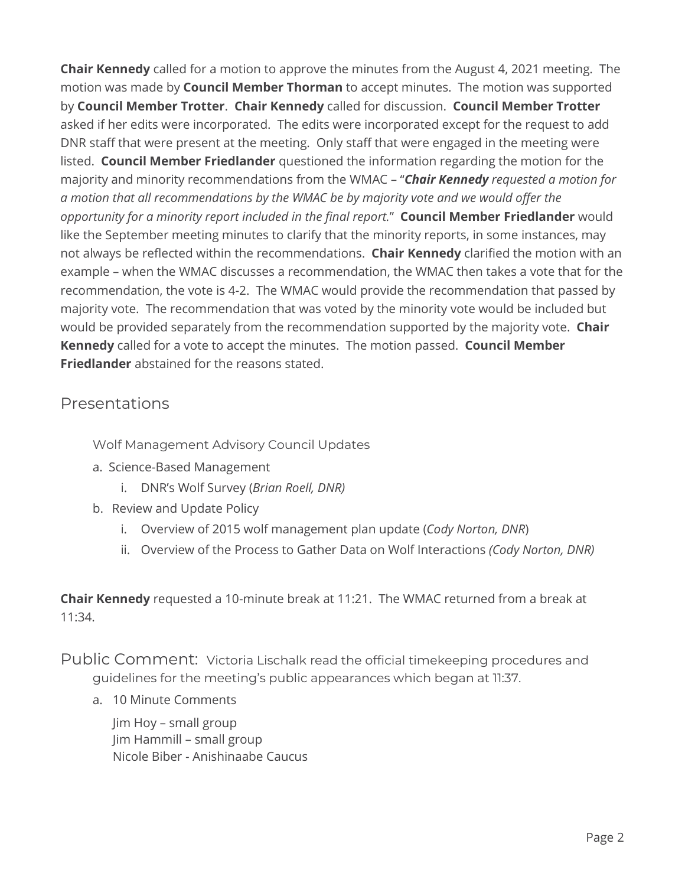**Chair Kennedy** called for a motion to approve the minutes from the August 4, 2021 meeting. The motion was made by **Council Member Thorman** to accept minutes. The motion was supported by **Council Member Trotter**. **Chair Kennedy** called for discussion. **Council Member Trotter** asked if her edits were incorporated. The edits were incorporated except for the request to add DNR staff that were present at the meeting. Only staff that were engaged in the meeting were listed. **Council Member Friedlander** questioned the information regarding the motion for the majority and minority recommendations from the WMAC – "***Chair Kennedy** requested a motion for a motion that all recommendations by the WMAC be by majority vote and we would offer the opportunity for a minority report included in the final report.*" **Council Member Friedlander** would like the September meeting minutes to clarify that the minority reports, in some instances, may not always be reflected within the recommendations. **Chair Kennedy** clarified the motion with an example – when the WMAC discusses a recommendation, the WMAC then takes a vote that for the recommendation, the vote is 4-2. The WMAC would provide the recommendation that passed by majority vote. The recommendation that was voted by the minority vote would be included but would be provided separately from the recommendation supported by the majority vote. **Chair Kennedy** called for a vote to accept the minutes. The motion passed. **Council Member Friedlander** abstained for the reasons stated.

## Presentations

Wolf Management Advisory Council Updates

a. Science-Based Management
   i. DNR's Wolf Survey (*Brian Roell, DNR)*
b. Review and Update Policy
   i. Overview of 2015 wolf management plan update (*Cody Norton, DNR*)
   ii. Overview of the Process to Gather Data on Wolf Interactions *(Cody Norton, DNR)*

**Chair Kennedy** requested a 10-minute break at 11:21. The WMAC returned from a break at 11:34.

## Public Comment:

Victoria Lischalk read the official timekeeping procedures and guidelines for the meeting's public appearances which began at 11:37.

a. 10 Minute Comments

   Jim Hoy – small group
   Jim Hammill – small group
   Nicole Biber - Anishinaabe Caucus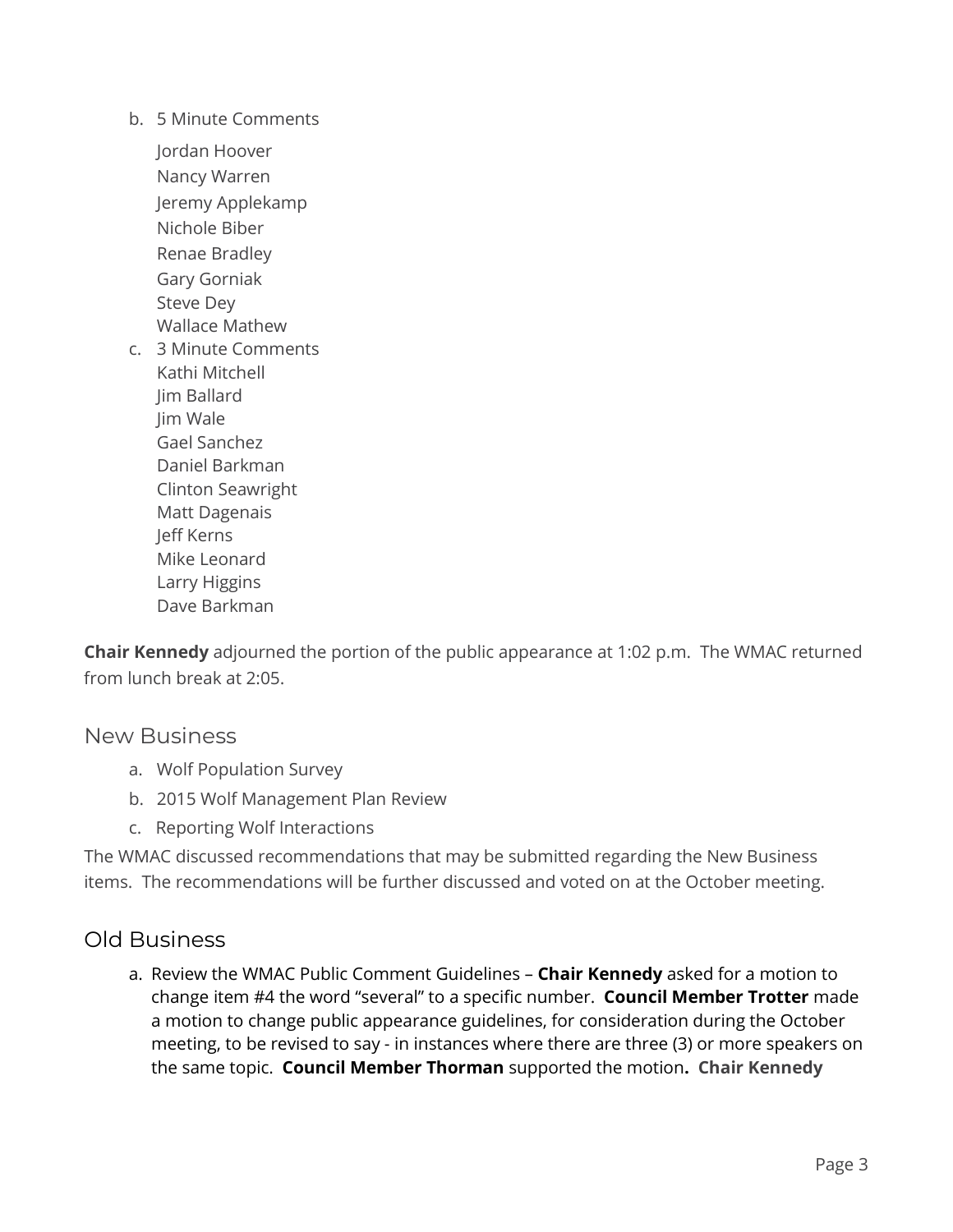b. 5 Minute Comments

   Jordan Hoover
   Nancy Warren
   Jeremy Applekamp
   Nichole Biber
   Renae Bradley
   Gary Gorniak
   Steve Dey
   Wallace Mathew

c. 3 Minute Comments

   Kathi Mitchell
   Jim Ballard
   Jim Wale
   Gael Sanchez
   Daniel Barkman
   Clinton Seawright
   Matt Dagenais
   Jeff Kerns
   Mike Leonard
   Larry Higgins
   Dave Barkman

**Chair Kennedy** adjourned the portion of the public appearance at 1:02 p.m. The WMAC returned from lunch break at 2:05.

## New Business

a. Wolf Population Survey
b. 2015 Wolf Management Plan Review
c. Reporting Wolf Interactions

The WMAC discussed recommendations that may be submitted regarding the New Business items. The recommendations will be further discussed and voted on at the October meeting.

## Old Business

a. Review the WMAC Public Comment Guidelines – **Chair Kennedy** asked for a motion to change item #4 the word "several" to a specific number. **Council Member Trotter** made a motion to change public appearance guidelines, for consideration during the October meeting, to be revised to say - in instances where there are three (3) or more speakers on the same topic. **Council Member Thorman** supported the motion**. Chair Kennedy**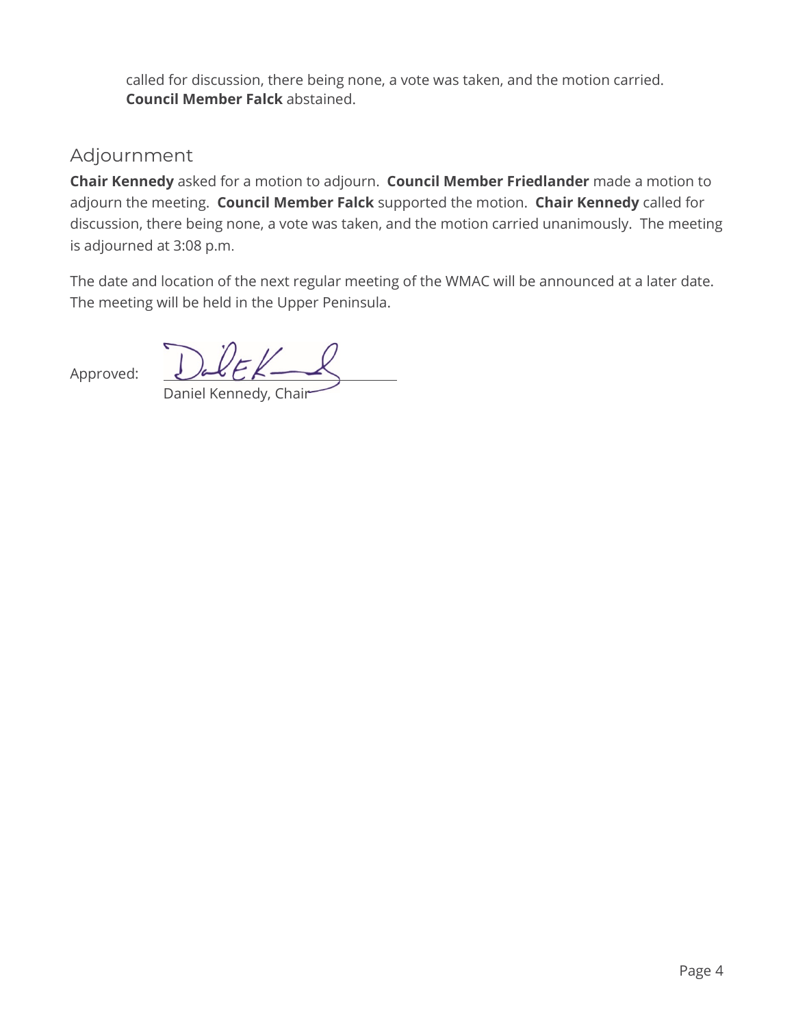called for discussion, there being none, a vote was taken, and the motion carried. **Council Member Falck** abstained.

## Adjournment

**Chair Kennedy** asked for a motion to adjourn. **Council Member Friedlander** made a motion to adjourn the meeting. **Council Member Falck** supported the motion. **Chair Kennedy** called for discussion, there being none, a vote was taken, and the motion carried unanimously. The meeting is adjourned at 3:08 p.m.

The date and location of the next regular meeting of the WMAC will be announced at a later date. The meeting will be held in the Upper Peninsula.

Approved: ______________________________
Daniel Kennedy, Chair